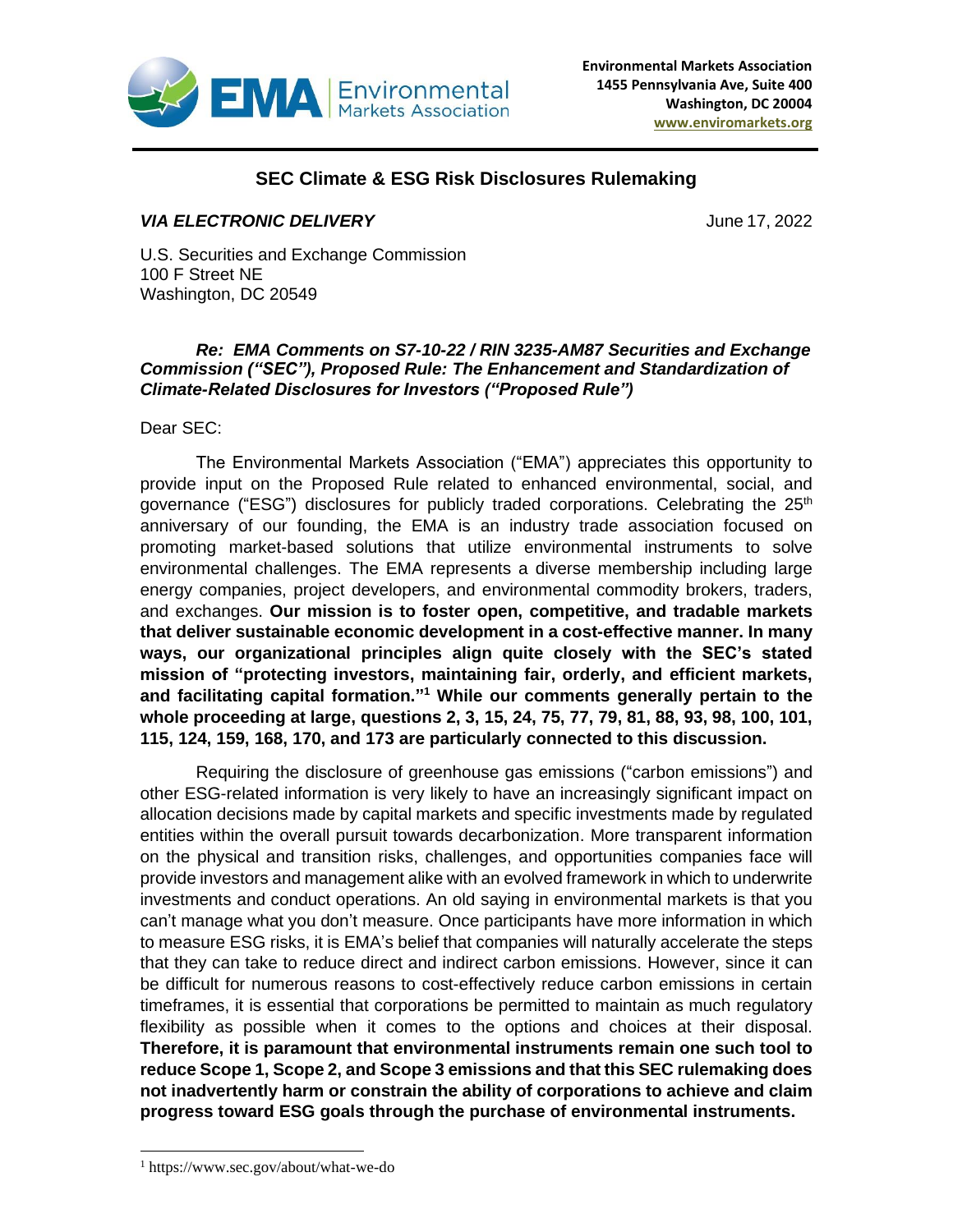Environmental Markets Association
1455 Pennsylvania Ave, Suite 400
Washington, DC 20004
www.enviromarkets.org

## SEC Climate & ESG Risk Disclosures Rulemaking

***VIA ELECTRONIC DELIVERY*** June 17, 2022

U.S. Securities and Exchange Commission
100 F Street NE
Washington, DC 20549

***Re: EMA Comments on S7-10-22 / RIN 3235-AM87 Securities and Exchange Commission ("SEC"), Proposed Rule: The Enhancement and Standardization of Climate-Related Disclosures for Investors ("Proposed Rule")***

Dear SEC:

The Environmental Markets Association ("EMA") appreciates this opportunity to provide input on the Proposed Rule related to enhanced environmental, social, and governance ("ESG") disclosures for publicly traded corporations. Celebrating the 25th anniversary of our founding, the EMA is an industry trade association focused on promoting market-based solutions that utilize environmental instruments to solve environmental challenges. The EMA represents a diverse membership including large energy companies, project developers, and environmental commodity brokers, traders, and exchanges. **Our mission is to foster open, competitive, and tradable markets that deliver sustainable economic development in a cost-effective manner. In many ways, our organizational principles align quite closely with the SEC's stated mission of "protecting investors, maintaining fair, orderly, and efficient markets, and facilitating capital formation."[1] While our comments generally pertain to the whole proceeding at large, questions 2, 3, 15, 24, 75, 77, 79, 81, 88, 93, 98, 100, 101, 115, 124, 159, 168, 170, and 173 are particularly connected to this discussion.**

Requiring the disclosure of greenhouse gas emissions ("carbon emissions") and other ESG-related information is very likely to have an increasingly significant impact on allocation decisions made by capital markets and specific investments made by regulated entities within the overall pursuit towards decarbonization. More transparent information on the physical and transition risks, challenges, and opportunities companies face will provide investors and management alike with an evolved framework in which to underwrite investments and conduct operations. An old saying in environmental markets is that you can't manage what you don't measure. Once participants have more information in which to measure ESG risks, it is EMA's belief that companies will naturally accelerate the steps that they can take to reduce direct and indirect carbon emissions. However, since it can be difficult for numerous reasons to cost-effectively reduce carbon emissions in certain timeframes, it is essential that corporations be permitted to maintain as much regulatory flexibility as possible when it comes to the options and choices at their disposal. **Therefore, it is paramount that environmental instruments remain one such tool to reduce Scope 1, Scope 2, and Scope 3 emissions and that this SEC rulemaking does not inadvertently harm or constrain the ability of corporations to achieve and claim progress toward ESG goals through the purchase of environmental instruments.**

[1] https://www.sec.gov/about/what-we-do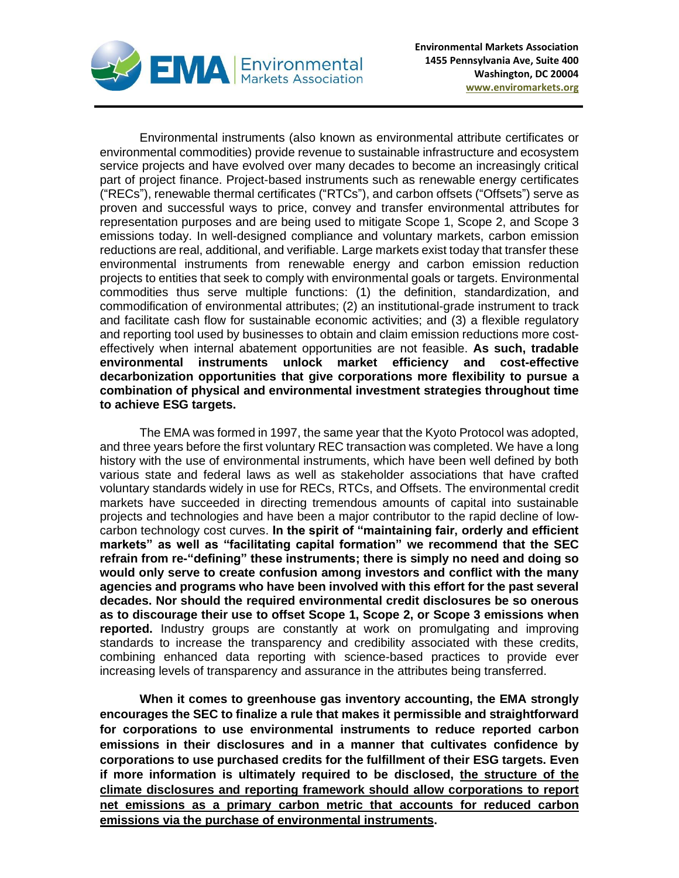Environmental instruments (also known as environmental attribute certificates or environmental commodities) provide revenue to sustainable infrastructure and ecosystem service projects and have evolved over many decades to become an increasingly critical part of project finance. Project-based instruments such as renewable energy certificates ("RECs"), renewable thermal certificates ("RTCs"), and carbon offsets ("Offsets") serve as proven and successful ways to price, convey and transfer environmental attributes for representation purposes and are being used to mitigate Scope 1, Scope 2, and Scope 3 emissions today. In well-designed compliance and voluntary markets, carbon emission reductions are real, additional, and verifiable. Large markets exist today that transfer these environmental instruments from renewable energy and carbon emission reduction projects to entities that seek to comply with environmental goals or targets. Environmental commodities thus serve multiple functions: (1) the definition, standardization, and commodification of environmental attributes; (2) an institutional-grade instrument to track and facilitate cash flow for sustainable economic activities; and (3) a flexible regulatory and reporting tool used by businesses to obtain and claim emission reductions more cost-effectively when internal abatement opportunities are not feasible. **As such, tradable environmental instruments unlock market efficiency and cost-effective decarbonization opportunities that give corporations more flexibility to pursue a combination of physical and environmental investment strategies throughout time to achieve ESG targets.**

The EMA was formed in 1997, the same year that the Kyoto Protocol was adopted, and three years before the first voluntary REC transaction was completed. We have a long history with the use of environmental instruments, which have been well defined by both various state and federal laws as well as stakeholder associations that have crafted voluntary standards widely in use for RECs, RTCs, and Offsets. The environmental credit markets have succeeded in directing tremendous amounts of capital into sustainable projects and technologies and have been a major contributor to the rapid decline of low-carbon technology cost curves. **In the spirit of "maintaining fair, orderly and efficient markets" as well as "facilitating capital formation" we recommend that the SEC refrain from re-"defining" these instruments; there is simply no need and doing so would only serve to create confusion among investors and conflict with the many agencies and programs who have been involved with this effort for the past several decades. Nor should the required environmental credit disclosures be so onerous as to discourage their use to offset Scope 1, Scope 2, or Scope 3 emissions when reported.** Industry groups are constantly at work on promulgating and improving standards to increase the transparency and credibility associated with these credits, combining enhanced data reporting with science-based practices to provide ever increasing levels of transparency and assurance in the attributes being transferred.

**When it comes to greenhouse gas inventory accounting, the EMA strongly encourages the SEC to finalize a rule that makes it permissible and straightforward for corporations to use environmental instruments to reduce reported carbon emissions in their disclosures and in a manner that cultivates confidence by corporations to use purchased credits for the fulfillment of their ESG targets. Even if more information is ultimately required to be disclosed, <u>the structure of the climate disclosures and reporting framework should allow corporations to report net emissions as a primary carbon metric that accounts for reduced carbon emissions via the purchase of environmental instruments</u>.**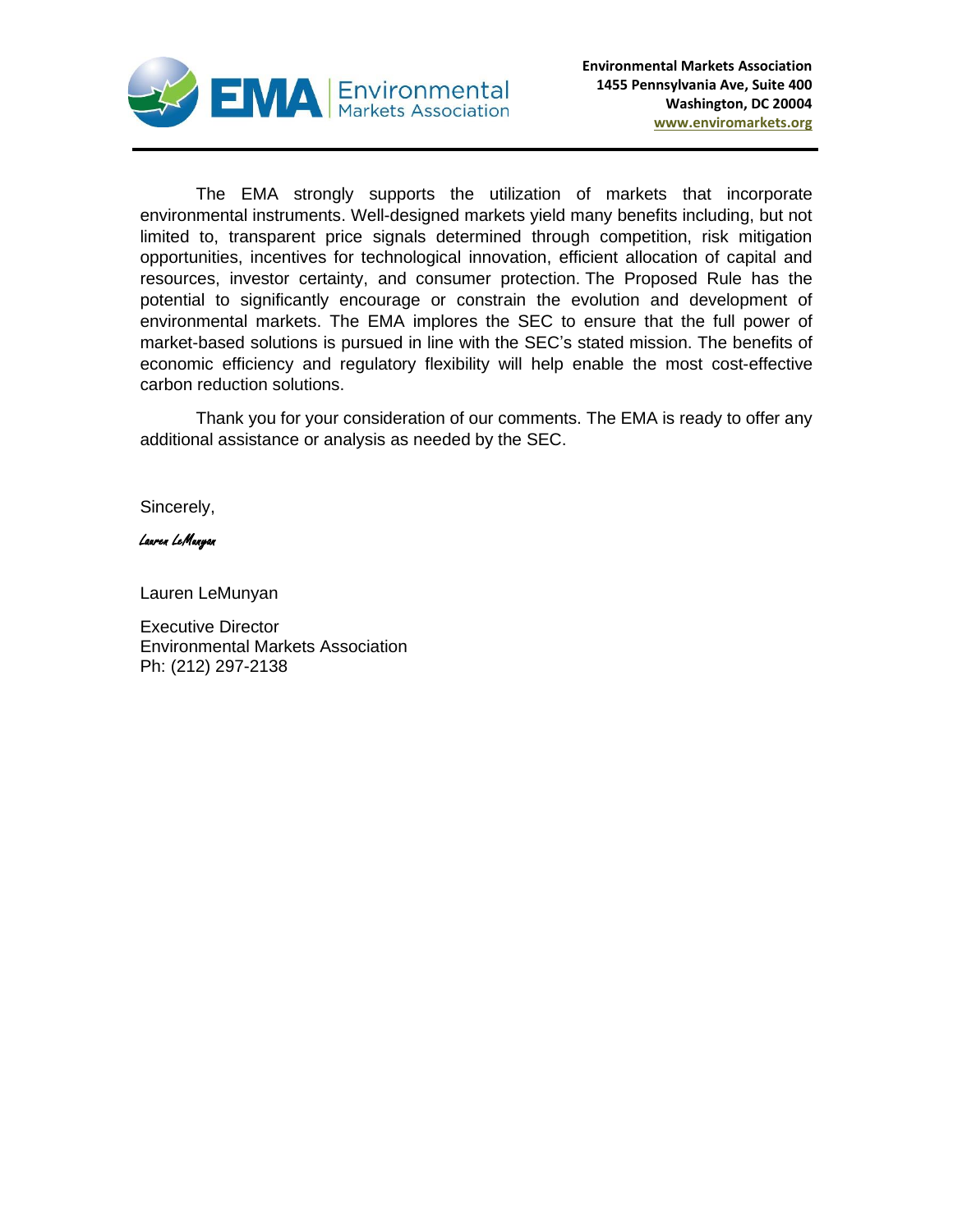Environmental Markets Association
1455 Pennsylvania Ave, Suite 400
Washington, DC 20004
www.enviromarkets.org

The EMA strongly supports the utilization of markets that incorporate environmental instruments. Well-designed markets yield many benefits including, but not limited to, transparent price signals determined through competition, risk mitigation opportunities, incentives for technological innovation, efficient allocation of capital and resources, investor certainty, and consumer protection. The Proposed Rule has the potential to significantly encourage or constrain the evolution and development of environmental markets. The EMA implores the SEC to ensure that the full power of market-based solutions is pursued in line with the SEC's stated mission. The benefits of economic efficiency and regulatory flexibility will help enable the most cost-effective carbon reduction solutions.

Thank you for your consideration of our comments. The EMA is ready to offer any additional assistance or analysis as needed by the SEC.

Sincerely,

*Lauren LeMunyan*

Lauren LeMunyan

Executive Director
Environmental Markets Association
Ph: (212) 297-2138